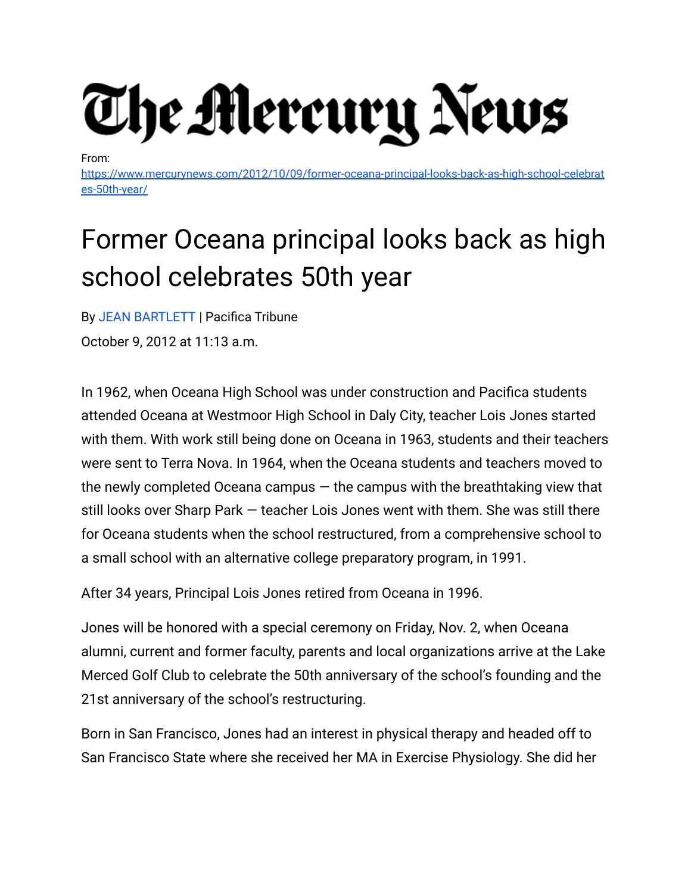# The Mercury News

From:
[https://www.mercurynews.com/2012/10/09/former-oceana-principal-looks-back-as-high-school-celebrates-50th-year/](https://www.mercurynews.com/2012/10/09/former-oceana-principal-looks-back-as-high-school-celebrates-50th-year/)

# Former Oceana principal looks back as high school celebrates 50th year

By JEAN BARTLETT | Pacifica Tribune

October 9, 2012 at 11:13 a.m.

In 1962, when Oceana High School was under construction and Pacifica students attended Oceana at Westmoor High School in Daly City, teacher Lois Jones started with them. With work still being done on Oceana in 1963, students and their teachers were sent to Terra Nova. In 1964, when the Oceana students and teachers moved to the newly completed Oceana campus — the campus with the breathtaking view that still looks over Sharp Park — teacher Lois Jones went with them. She was still there for Oceana students when the school restructured, from a comprehensive school to a small school with an alternative college preparatory program, in 1991.

After 34 years, Principal Lois Jones retired from Oceana in 1996.

Jones will be honored with a special ceremony on Friday, Nov. 2, when Oceana alumni, current and former faculty, parents and local organizations arrive at the Lake Merced Golf Club to celebrate the 50th anniversary of the school's founding and the 21st anniversary of the school's restructuring.

Born in San Francisco, Jones had an interest in physical therapy and headed off to San Francisco State where she received her MA in Exercise Physiology. She did her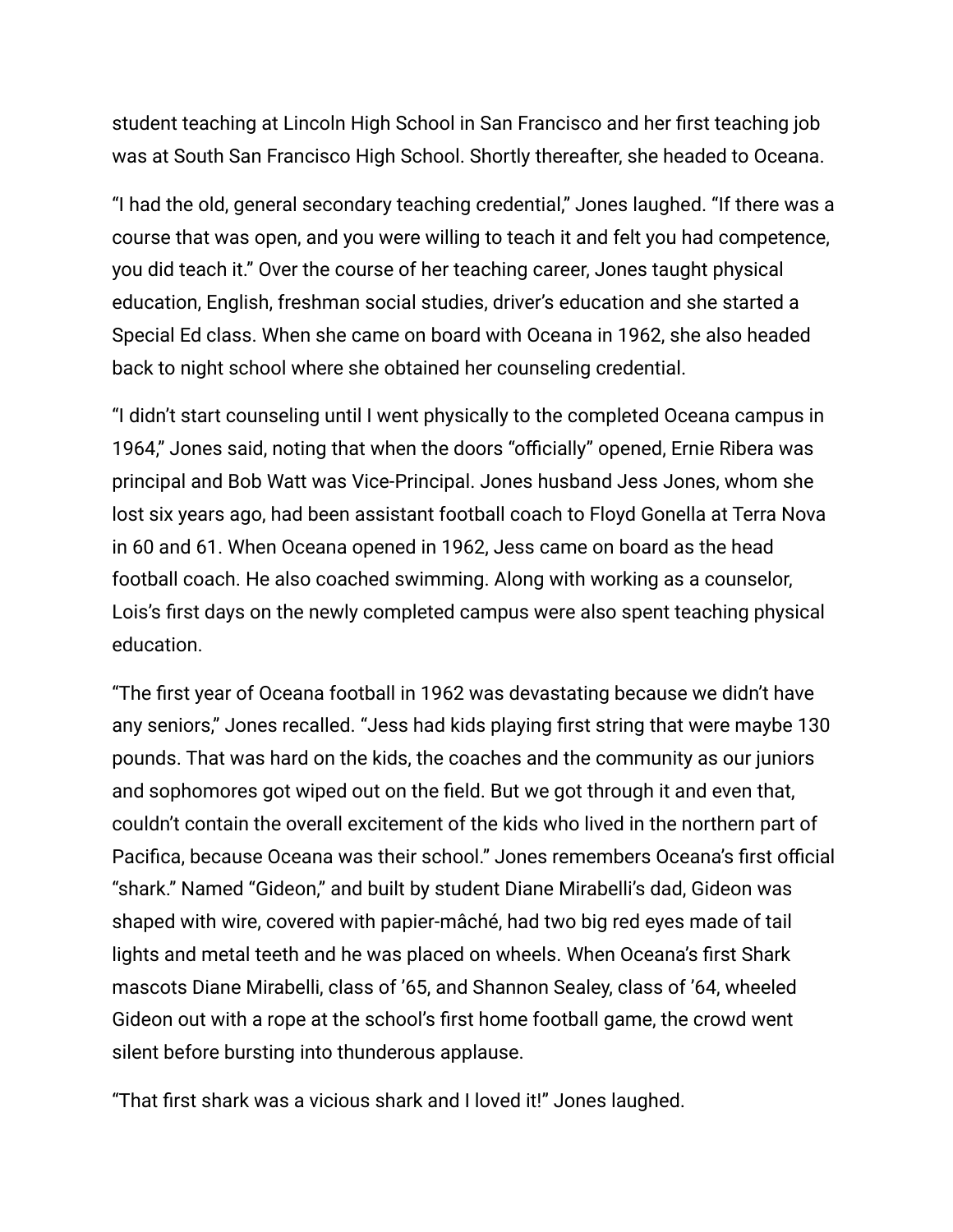student teaching at Lincoln High School in San Francisco and her first teaching job was at South San Francisco High School. Shortly thereafter, she headed to Oceana.

"I had the old, general secondary teaching credential," Jones laughed. "If there was a course that was open, and you were willing to teach it and felt you had competence, you did teach it." Over the course of her teaching career, Jones taught physical education, English, freshman social studies, driver's education and she started a Special Ed class. When she came on board with Oceana in 1962, she also headed back to night school where she obtained her counseling credential.

"I didn't start counseling until I went physically to the completed Oceana campus in 1964," Jones said, noting that when the doors "officially" opened, Ernie Ribera was principal and Bob Watt was Vice-Principal. Jones husband Jess Jones, whom she lost six years ago, had been assistant football coach to Floyd Gonella at Terra Nova in 60 and 61. When Oceana opened in 1962, Jess came on board as the head football coach. He also coached swimming. Along with working as a counselor, Lois's first days on the newly completed campus were also spent teaching physical education.

"The first year of Oceana football in 1962 was devastating because we didn't have any seniors," Jones recalled. "Jess had kids playing first string that were maybe 130 pounds. That was hard on the kids, the coaches and the community as our juniors and sophomores got wiped out on the field. But we got through it and even that, couldn't contain the overall excitement of the kids who lived in the northern part of Pacifica, because Oceana was their school." Jones remembers Oceana's first official "shark." Named "Gideon," and built by student Diane Mirabelli's dad, Gideon was shaped with wire, covered with papier-mâché, had two big red eyes made of tail lights and metal teeth and he was placed on wheels. When Oceana's first Shark mascots Diane Mirabelli, class of '65, and Shannon Sealey, class of '64, wheeled Gideon out with a rope at the school's first home football game, the crowd went silent before bursting into thunderous applause.

"That first shark was a vicious shark and I loved it!" Jones laughed.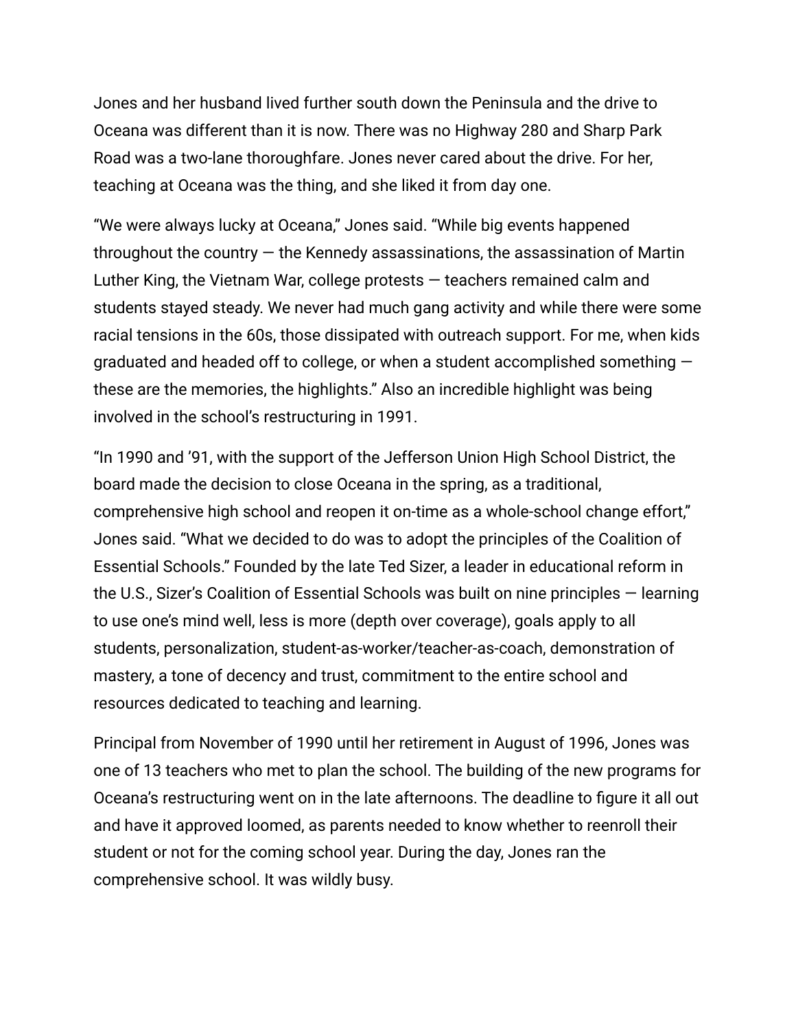Jones and her husband lived further south down the Peninsula and the drive to Oceana was different than it is now. There was no Highway 280 and Sharp Park Road was a two-lane thoroughfare. Jones never cared about the drive. For her, teaching at Oceana was the thing, and she liked it from day one.

"We were always lucky at Oceana," Jones said. "While big events happened throughout the country — the Kennedy assassinations, the assassination of Martin Luther King, the Vietnam War, college protests — teachers remained calm and students stayed steady. We never had much gang activity and while there were some racial tensions in the 60s, those dissipated with outreach support. For me, when kids graduated and headed off to college, or when a student accomplished something — these are the memories, the highlights." Also an incredible highlight was being involved in the school's restructuring in 1991.

"In 1990 and '91, with the support of the Jefferson Union High School District, the board made the decision to close Oceana in the spring, as a traditional, comprehensive high school and reopen it on-time as a whole-school change effort," Jones said. "What we decided to do was to adopt the principles of the Coalition of Essential Schools." Founded by the late Ted Sizer, a leader in educational reform in the U.S., Sizer's Coalition of Essential Schools was built on nine principles — learning to use one's mind well, less is more (depth over coverage), goals apply to all students, personalization, student-as-worker/teacher-as-coach, demonstration of mastery, a tone of decency and trust, commitment to the entire school and resources dedicated to teaching and learning.

Principal from November of 1990 until her retirement in August of 1996, Jones was one of 13 teachers who met to plan the school. The building of the new programs for Oceana's restructuring went on in the late afternoons. The deadline to figure it all out and have it approved loomed, as parents needed to know whether to reenroll their student or not for the coming school year. During the day, Jones ran the comprehensive school. It was wildly busy.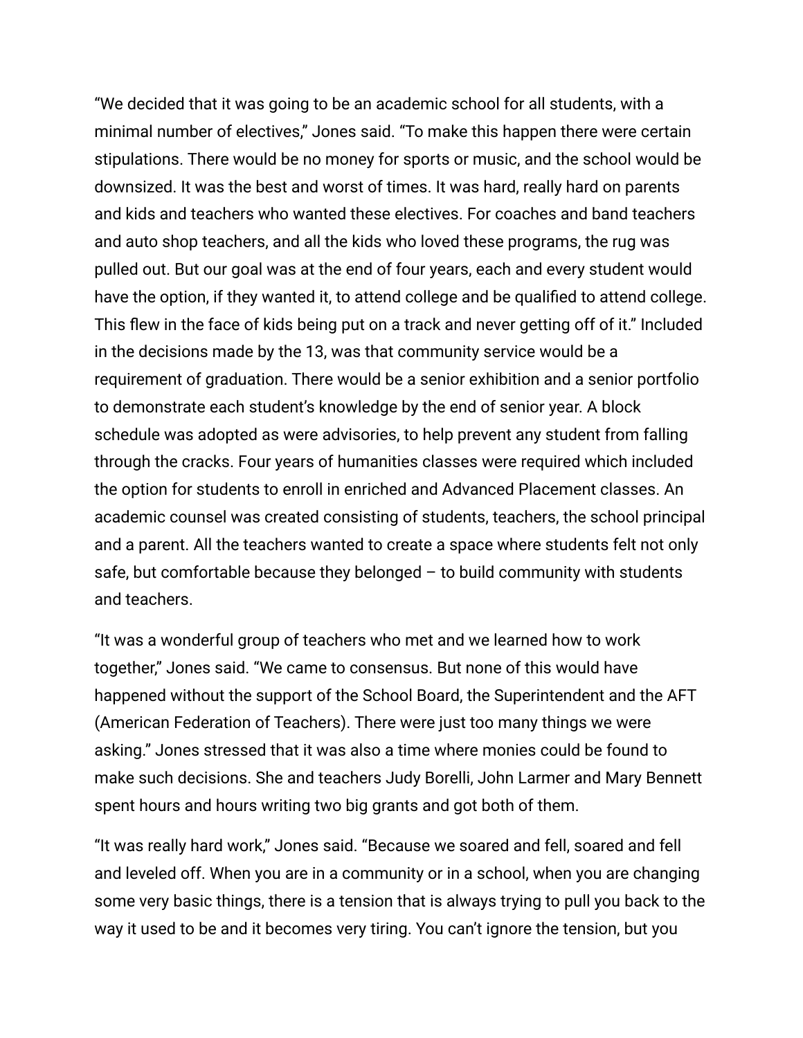"We decided that it was going to be an academic school for all students, with a minimal number of electives," Jones said. "To make this happen there were certain stipulations. There would be no money for sports or music, and the school would be downsized. It was the best and worst of times. It was hard, really hard on parents and kids and teachers who wanted these electives. For coaches and band teachers and auto shop teachers, and all the kids who loved these programs, the rug was pulled out. But our goal was at the end of four years, each and every student would have the option, if they wanted it, to attend college and be qualified to attend college. This flew in the face of kids being put on a track and never getting off of it." Included in the decisions made by the 13, was that community service would be a requirement of graduation. There would be a senior exhibition and a senior portfolio to demonstrate each student's knowledge by the end of senior year. A block schedule was adopted as were advisories, to help prevent any student from falling through the cracks. Four years of humanities classes were required which included the option for students to enroll in enriched and Advanced Placement classes. An academic counsel was created consisting of students, teachers, the school principal and a parent. All the teachers wanted to create a space where students felt not only safe, but comfortable because they belonged – to build community with students and teachers.

"It was a wonderful group of teachers who met and we learned how to work together," Jones said. "We came to consensus. But none of this would have happened without the support of the School Board, the Superintendent and the AFT (American Federation of Teachers). There were just too many things we were asking." Jones stressed that it was also a time where monies could be found to make such decisions. She and teachers Judy Borelli, John Larmer and Mary Bennett spent hours and hours writing two big grants and got both of them.

"It was really hard work," Jones said. "Because we soared and fell, soared and fell and leveled off. When you are in a community or in a school, when you are changing some very basic things, there is a tension that is always trying to pull you back to the way it used to be and it becomes very tiring. You can't ignore the tension, but you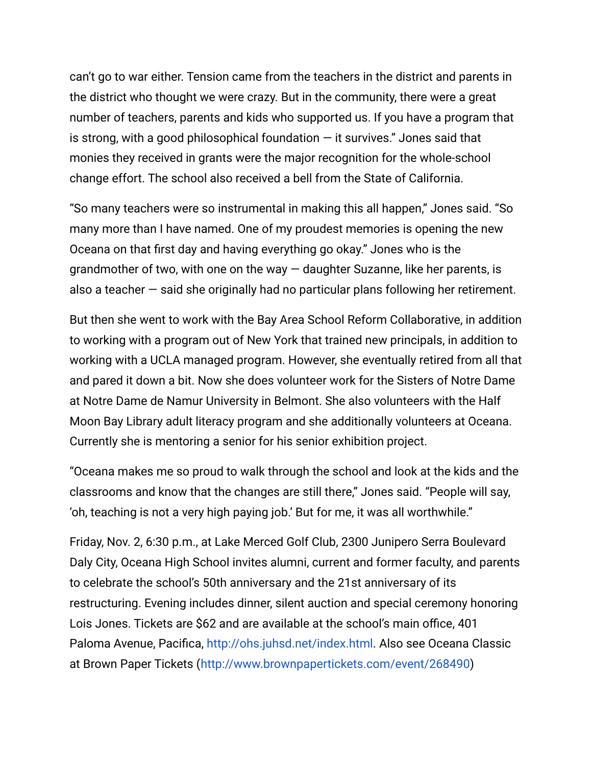can't go to war either. Tension came from the teachers in the district and parents in the district who thought we were crazy. But in the community, there were a great number of teachers, parents and kids who supported us. If you have a program that is strong, with a good philosophical foundation — it survives." Jones said that monies they received in grants were the major recognition for the whole-school change effort. The school also received a bell from the State of California.

"So many teachers were so instrumental in making this all happen," Jones said. "So many more than I have named. One of my proudest memories is opening the new Oceana on that first day and having everything go okay." Jones who is the grandmother of two, with one on the way — daughter Suzanne, like her parents, is also a teacher — said she originally had no particular plans following her retirement.

But then she went to work with the Bay Area School Reform Collaborative, in addition to working with a program out of New York that trained new principals, in addition to working with a UCLA managed program. However, she eventually retired from all that and pared it down a bit. Now she does volunteer work for the Sisters of Notre Dame at Notre Dame de Namur University in Belmont. She also volunteers with the Half Moon Bay Library adult literacy program and she additionally volunteers at Oceana. Currently she is mentoring a senior for his senior exhibition project.

"Oceana makes me so proud to walk through the school and look at the kids and the classrooms and know that the changes are still there," Jones said. "People will say, 'oh, teaching is not a very high paying job.' But for me, it was all worthwhile."

Friday, Nov. 2, 6:30 p.m., at Lake Merced Golf Club, 2300 Junipero Serra Boulevard Daly City, Oceana High School invites alumni, current and former faculty, and parents to celebrate the school's 50th anniversary and the 21st anniversary of its restructuring. Evening includes dinner, silent auction and special ceremony honoring Lois Jones. Tickets are $62 and are available at the school's main office, 401 Paloma Avenue, Pacifica, http://ohs.juhsd.net/index.html. Also see Oceana Classic at Brown Paper Tickets (http://www.brownpapertickets.com/event/268490)